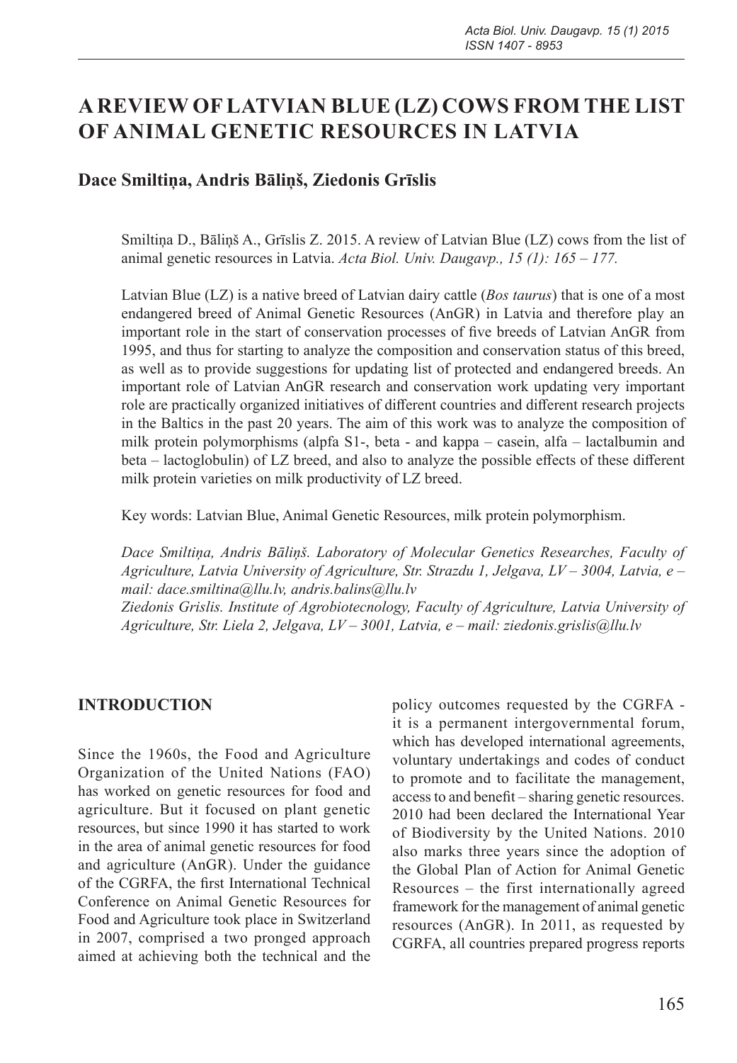# A REVIEW OF LATVIAN BLUE (LZ) COWS FROM THE LIST OF ANIMAL GENETIC RESOURCES IN LATVIA

## Dace Smiltiņa, Andris Bāliņš, Ziedonis Grīslis

Smiltiņa D., Bāliņš A., Grīslis Z. 2015. A review of Latvian Blue (LZ) cows from the list of animal genetic resources in Latvia. *Acta Biol. Univ. Daugavp., 15 (1): 165 – 177.*

Latvian Blue (LZ) is a native breed of Latvian dairy cattle (*Bos taurus*) that is one of a most endangered breed of Animal Genetic Resources (AnGR) in Latvia and therefore play an important role in the start of conservation processes of five breeds of Latvian AnGR from 1995, and thus for starting to analyze the composition and conservation status of this breed, as well as to provide suggestions for updating list of protected and endangered breeds. An important role of Latvian AnGR research and conservation work updating very important role are practically organized initiatives of different countries and different research projects in the Baltics in the past 20 years. The aim of this work was to analyze the composition of milk protein polymorphisms (alpfa S1-, beta - and kappa – casein, alfa – lactalbumin and beta – lactoglobulin) of LZ breed, and also to analyze the possible effects of these different milk protein varieties on milk productivity of LZ breed.

Key words: Latvian Blue, Animal Genetic Resources, milk protein polymorphism.

*Dace Smiltiņa, Andris Bāliņš. Laboratory of Molecular Genetics Researches, Faculty of Agriculture, Latvia University of Agriculture, Str. Strazdu 1, Jelgava, LV – 3004, Latvia, e – mail: dace.smiltina@llu.lv, andris.balins@llu.lv*

*Ziedonis Grislis. Institute of Agrobiotecnology, Faculty of Agriculture, Latvia University of Agriculture, Str. Liela 2, Jelgava, LV – 3001, Latvia, e – mail: ziedonis.grislis@llu.lv*

## INTRODUCTION

Since the 1960s, the Food and Agriculture Organization of the United Nations (FAO) has worked on genetic resources for food and agriculture. But it focused on plant genetic resources, but since 1990 it has started to work in the area of animal genetic resources for food and agriculture (AnGR). Under the guidance of the CGRFA, the first International Technical Conference on Animal Genetic Resources for Food and Agriculture took place in Switzerland in 2007, comprised a two pronged approach aimed at achieving both the technical and the policy outcomes requested by the CGRFA - it is a permanent intergovernmental forum, which has developed international agreements, voluntary undertakings and codes of conduct to promote and to facilitate the management, access to and benefit – sharing genetic resources. 2010 had been declared the International Year of Biodiversity by the United Nations. 2010 also marks three years since the adoption of the Global Plan of Action for Animal Genetic Resources – the first internationally agreed framework for the management of animal genetic resources (AnGR). In 2011, as requested by CGRFA, all countries prepared progress reports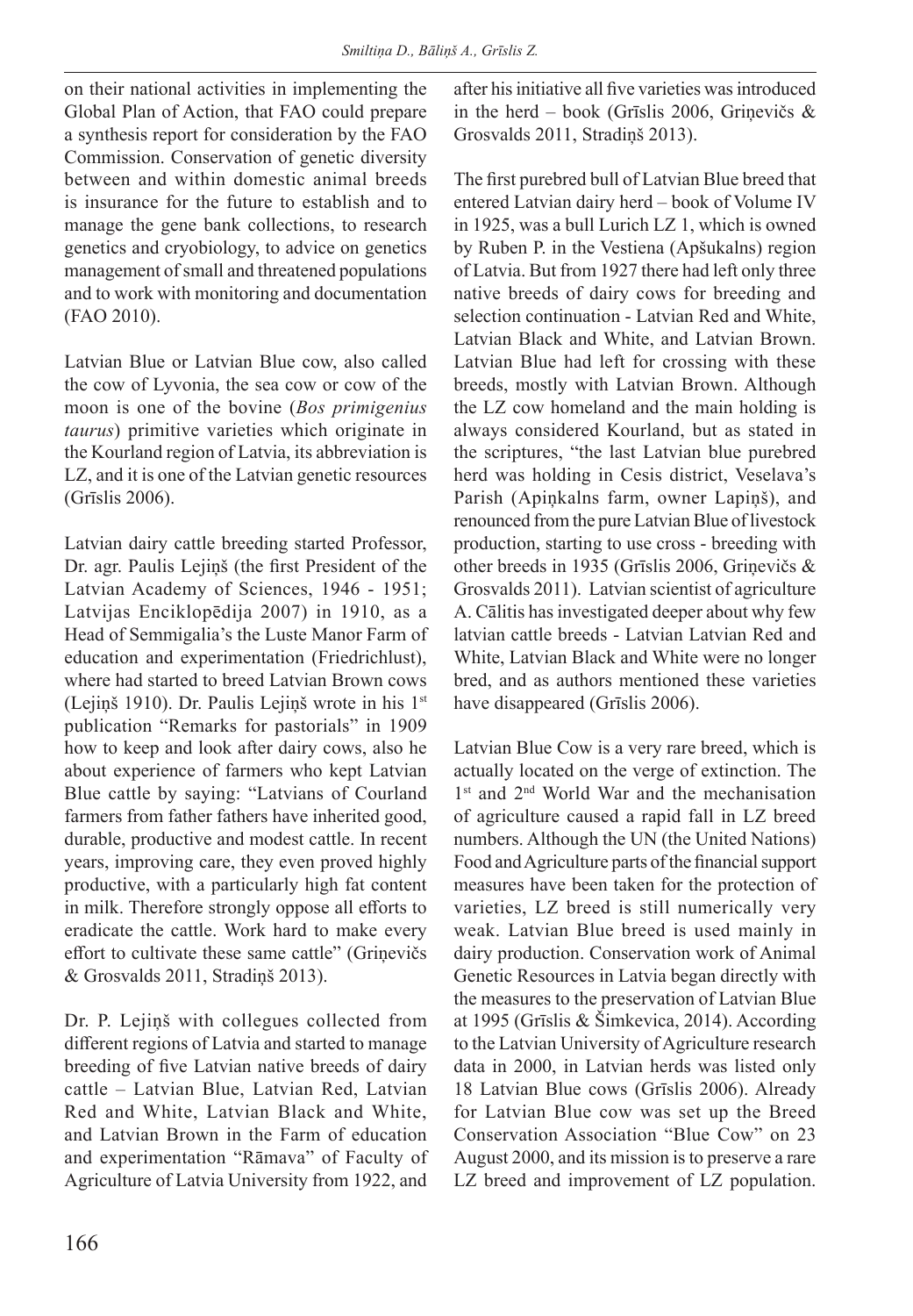on their national activities in implementing the Global Plan of Action, that FAO could prepare a synthesis report for consideration by the FAO Commission. Conservation of genetic diversity between and within domestic animal breeds is insurance for the future to establish and to manage the gene bank collections, to research genetics and cryobiology, to advice on genetics management of small and threatened populations and to work with monitoring and documentation (FAO 2010).

Latvian Blue or Latvian Blue cow, also called the cow of Lyvonia, the sea cow or cow of the moon is one of the bovine (*Bos primigenius taurus*) primitive varieties which originate in the Kourland region of Latvia, its abbreviation is LZ, and it is one of the Latvian genetic resources (Grīslis 2006).

Latvian dairy cattle breeding started Professor, Dr. agr. Paulis Lejiņš (the first President of the Latvian Academy of Sciences, 1946 - 1951; Latvijas Enciklopēdija 2007) in 1910, as a Head of Semmigalia's the Luste Manor Farm of education and experimentation (Friedrichlust), where had started to breed Latvian Brown cows (Lejiņš 1910). Dr. Paulis Lejiņš wrote in his 1st publication "Remarks for pastorials" in 1909 how to keep and look after dairy cows, also he about experience of farmers who kept Latvian Blue cattle by saying: "Latvians of Courland farmers from father fathers have inherited good, durable, productive and modest cattle. In recent years, improving care, they even proved highly productive, with a particularly high fat content in milk. Therefore strongly oppose all efforts to eradicate the cattle. Work hard to make every effort to cultivate these same cattle" (Griņevičs & Grosvalds 2011, Stradiņš 2013).

Dr. P. Lejiņš with collegues collected from different regions of Latvia and started to manage breeding of five Latvian native breeds of dairy cattle – Latvian Blue, Latvian Red, Latvian Red and White, Latvian Black and White, and Latvian Brown in the Farm of education and experimentation "Rāmava" of Faculty of Agriculture of Latvia University from 1922, and after his initiative all five varieties was introduced in the herd – book (Grīslis 2006, Griņevičs & Grosvalds 2011, Stradiņš 2013).

The first purebred bull of Latvian Blue breed that entered Latvian dairy herd – book of Volume IV in 1925, was a bull Lurich LZ 1, which is owned by Ruben P. in the Vestiena (Apšukalns) region of Latvia. But from 1927 there had left only three native breeds of dairy cows for breeding and selection continuation - Latvian Red and White, Latvian Black and White, and Latvian Brown. Latvian Blue had left for crossing with these breeds, mostly with Latvian Brown. Although the LZ cow homeland and the main holding is always considered Kourland, but as stated in the scriptures, "the last Latvian blue purebred herd was holding in Cesis district, Veselava's Parish (Apiņkalns farm, owner Lapiņš), and renounced from the pure Latvian Blue of livestock production, starting to use cross - breeding with other breeds in 1935 (Grīslis 2006, Griņevičs & Grosvalds 2011). Latvian scientist of agriculture A. Cālitis has investigated deeper about why few latvian cattle breeds - Latvian Latvian Red and White, Latvian Black and White were no longer bred, and as authors mentioned these varieties have disappeared (Grīslis 2006).

Latvian Blue Cow is a very rare breed, which is actually located on the verge of extinction. The 1st and 2nd World War and the mechanisation of agriculture caused a rapid fall in LZ breed numbers. Although the UN (the United Nations) Food and Agriculture parts of the financial support measures have been taken for the protection of varieties, LZ breed is still numerically very weak. Latvian Blue breed is used mainly in dairy production. Conservation work of Animal Genetic Resources in Latvia began directly with the measures to the preservation of Latvian Blue at 1995 (Grīslis & Šimkevica, 2014). According to the Latvian University of Agriculture research data in 2000, in Latvian herds was listed only 18 Latvian Blue cows (Grīslis 2006). Already for Latvian Blue cow was set up the Breed Conservation Association "Blue Cow" on 23 August 2000, and its mission is to preserve a rare LZ breed and improvement of LZ population.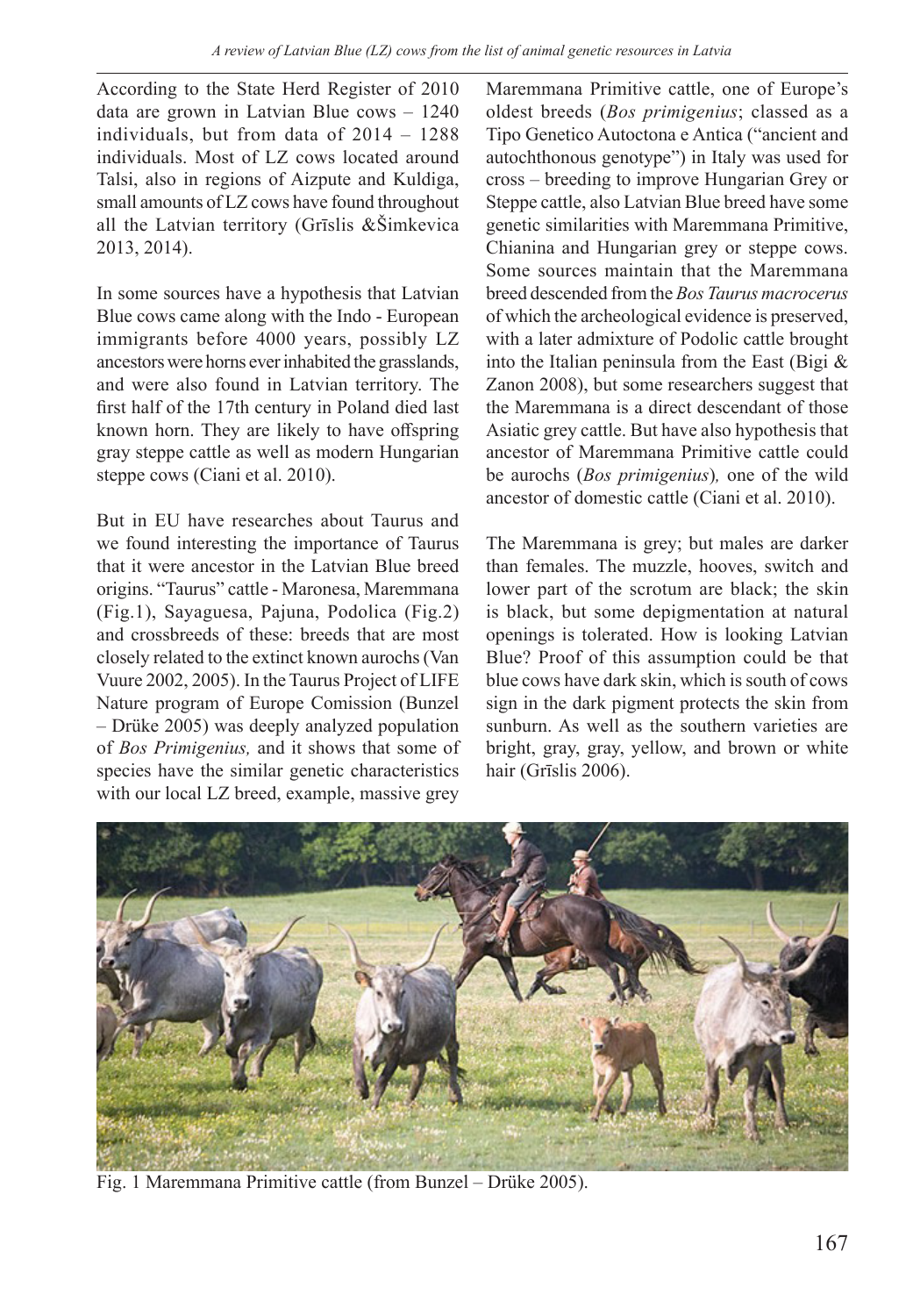According to the State Herd Register of 2010 data are grown in Latvian Blue cows – 1240 individuals, but from data of 2014 – 1288 individuals. Most of LZ cows located around Talsi, also in regions of Aizpute and Kuldiga, small amounts of LZ cows have found throughout all the Latvian territory (Grīslis &Šimkevica 2013, 2014).

In some sources have a hypothesis that Latvian Blue cows came along with the Indo - European immigrants before 4000 years, possibly LZ ancestors were horns ever inhabited the grasslands, and were also found in Latvian territory. The first half of the 17th century in Poland died last known horn. They are likely to have offspring gray steppe cattle as well as modern Hungarian steppe cows (Ciani et al. 2010).

But in EU have researches about Taurus and we found interesting the importance of Taurus that it were ancestor in the Latvian Blue breed origins. "Taurus" cattle - Maronesa, Maremmana (Fig.1), Sayaguesa, Pajuna, Podolica (Fig.2) and crossbreeds of these: breeds that are most closely related to the extinct known aurochs (Van Vuure 2002, 2005). In the Taurus Project of LIFE Nature program of Europe Comission (Bunzel – Drüke 2005) was deeply analyzed population of *Bos Primigenius,* and it shows that some of species have the similar genetic characteristics with our local LZ breed, example, massive grey Maremmana Primitive cattle, one of Europe's oldest breeds (*Bos primigenius*; classed as a Tipo Genetico Autoctona e Antica ("ancient and autochthonous genotype") in Italy was used for cross – breeding to improve Hungarian Grey or Steppe cattle, also Latvian Blue breed have some genetic similarities with Maremmana Primitive, Chianina and Hungarian grey or steppe cows. Some sources maintain that the Maremmana breed descended from the *Bos Taurus macrocerus* of which the archeological evidence is preserved, with a later admixture of Podolic cattle brought into the Italian peninsula from the East (Bigi & Zanon 2008), but some researchers suggest that the Maremmana is a direct descendant of those Asiatic grey cattle. But have also hypothesis that ancestor of Maremmana Primitive cattle could be aurochs (*Bos primigenius*)*,* one of the wild ancestor of domestic cattle (Ciani et al. 2010).

The Maremmana is grey; but males are darker than females. The muzzle, hooves, switch and lower part of the scrotum are black; the skin is black, but some depigmentation at natural openings is tolerated. How is looking Latvian Blue? Proof of this assumption could be that blue cows have dark skin, which is south of cows sign in the dark pigment protects the skin from sunburn. As well as the southern varieties are bright, gray, gray, yellow, and brown or white hair (Grīslis 2006).

Fig. 1 Maremmana Primitive cattle (from Bunzel – Drüke 2005).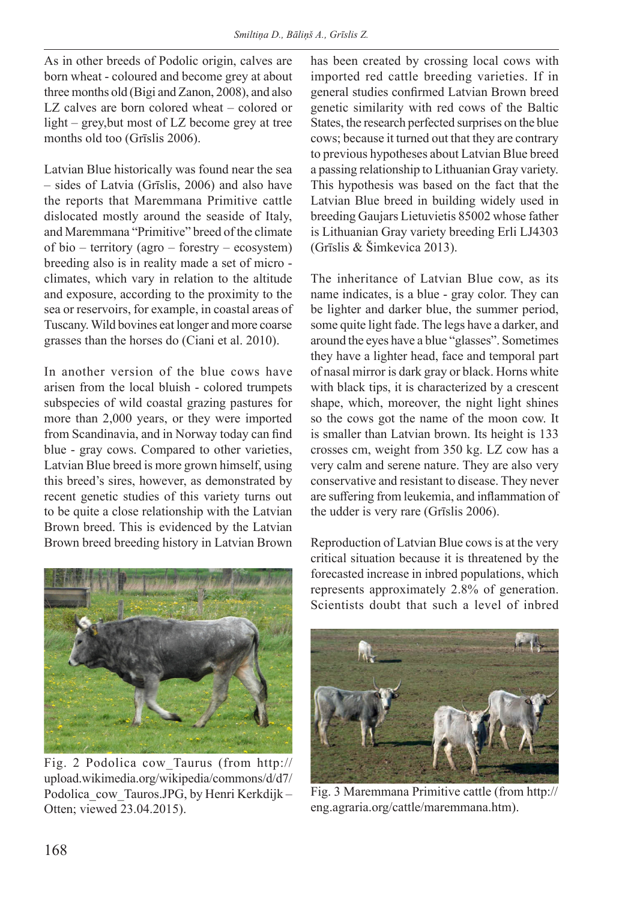As in other breeds of Podolic origin, calves are born wheat - coloured and become grey at about three months old (Bigi and Zanon, 2008), and also LZ calves are born colored wheat – colored or light – grey,but most of LZ become grey at tree months old too (Grīslis 2006).

Latvian Blue historically was found near the sea – sides of Latvia (Grīslis, 2006) and also have the reports that Maremmana Primitive cattle dislocated mostly around the seaside of Italy, and Maremmana "Primitive" breed of the climate of bio – territory (agro – forestry – ecosystem) breeding also is in reality made a set of micro - climates, which vary in relation to the altitude and exposure, according to the proximity to the sea or reservoirs, for example, in coastal areas of Tuscany. Wild bovines eat longer and more coarse grasses than the horses do (Ciani et al. 2010).

In another version of the blue cows have arisen from the local bluish - colored trumpets subspecies of wild coastal grazing pastures for more than 2,000 years, or they were imported from Scandinavia, and in Norway today can find blue - gray cows. Compared to other varieties, Latvian Blue breed is more grown himself, using this breed's sires, however, as demonstrated by recent genetic studies of this variety turns out to be quite a close relationship with the Latvian Brown breed. This is evidenced by the Latvian Brown breed breeding history in Latvian Brown has been created by crossing local cows with imported red cattle breeding varieties. If in general studies confirmed Latvian Brown breed genetic similarity with red cows of the Baltic States, the research perfected surprises on the blue cows; because it turned out that they are contrary to previous hypotheses about Latvian Blue breed a passing relationship to Lithuanian Gray variety. This hypothesis was based on the fact that the Latvian Blue breed in building widely used in breeding Gaujars Lietuvietis 85002 whose father is Lithuanian Gray variety breeding Erli LJ4303 (Grīslis & Šimkevica 2013).

Fig. 2 Podolica cow_Taurus (from http://upload.wikimedia.org/wikipedia/commons/d/d7/Podolica_cow_Tauros.JPG, by Henri Kerkdijk – Otten; viewed 23.04.2015).

The inheritance of Latvian Blue cow, as its name indicates, is a blue - gray color. They can be lighter and darker blue, the summer period, some quite light fade. The legs have a darker, and around the eyes have a blue "glasses". Sometimes they have a lighter head, face and temporal part of nasal mirror is dark gray or black. Horns white with black tips, it is characterized by a crescent shape, which, moreover, the night light shines so the cows got the name of the moon cow. It is smaller than Latvian brown. Its height is 133 crosses cm, weight from 350 kg. LZ cow has a very calm and serene nature. They are also very conservative and resistant to disease. They never are suffering from leukemia, and inflammation of the udder is very rare (Grīslis 2006).

Reproduction of Latvian Blue cows is at the very critical situation because it is threatened by the forecasted increase in inbred populations, which represents approximately 2.8% of generation. Scientists doubt that such a level of inbred

Fig. 3 Maremmana Primitive cattle (from http://eng.agraria.org/cattle/maremmana.htm).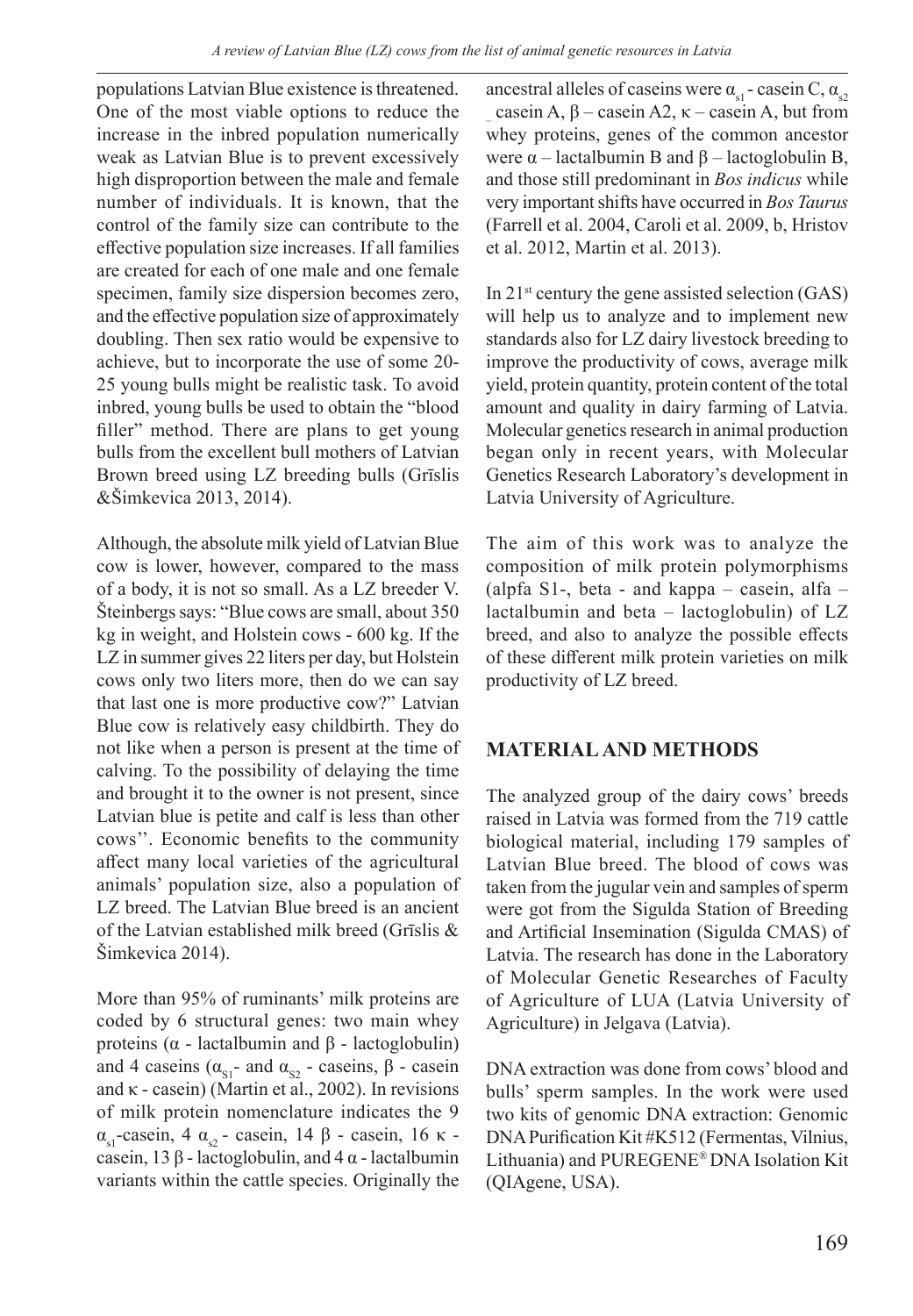populations Latvian Blue existence is threatened. One of the most viable options to reduce the increase in the inbred population numerically weak as Latvian Blue is to prevent excessively high disproportion between the male and female number of individuals. It is known, that the control of the family size can contribute to the effective population size increases. If all families are created for each of one male and one female specimen, family size dispersion becomes zero, and the effective population size of approximately doubling. Then sex ratio would be expensive to achieve, but to incorporate the use of some 20-25 young bulls might be realistic task. To avoid inbred, young bulls be used to obtain the "blood filler" method. There are plans to get young bulls from the excellent bull mothers of Latvian Brown breed using LZ breeding bulls (Grīslis &Šimkevica 2013, 2014).

Although, the absolute milk yield of Latvian Blue cow is lower, however, compared to the mass of a body, it is not so small. As a LZ breeder V. Šteinbergs says: "Blue cows are small, about 350 kg in weight, and Holstein cows - 600 kg. If the LZ in summer gives 22 liters per day, but Holstein cows only two liters more, then do we can say that last one is more productive cow?" Latvian Blue cow is relatively easy childbirth. They do not like when a person is present at the time of calving. To the possibility of delaying the time and brought it to the owner is not present, since Latvian blue is petite and calf is less than other cows''. Economic benefits to the community affect many local varieties of the agricultural animals' population size, also a population of LZ breed. The Latvian Blue breed is an ancient of the Latvian established milk breed (Grīslis & Šimkevica 2014).

More than 95% of ruminants' milk proteins are coded by 6 structural genes: two main whey proteins ($\alpha$ - lactalbumin and $\beta$ - lactoglobulin) and 4 caseins ($\alpha_{S1}$- and $\alpha_{S2}$ - caseins, $\beta$ - casein and $\kappa$ - casein) (Martin et al., 2002). In revisions of milk protein nomenclature indicates the 9 $\alpha_{s1}$-casein, 4 $\alpha_{s2}$ - casein, 14 $\beta$ - casein, 16 $\kappa$ - casein, 13 $\beta$ - lactoglobulin, and 4 $\alpha$ - lactalbumin variants within the cattle species. Originally the ancestral alleles of caseins were $\alpha_{s1}$ - casein C, $\alpha_{s2}$ - casein A, $\beta$ – casein A2, $\kappa$ – casein A, but from whey proteins, genes of the common ancestor were $\alpha$ – lactalbumin B and $\beta$ – lactoglobulin B, and those still predominant in *Bos indicus* while very important shifts have occurred in *Bos Taurus* (Farrell et al. 2004, Caroli et al. 2009, b, Hristov et al. 2012, Martin et al. 2013).

In 21st century the gene assisted selection (GAS) will help us to analyze and to implement new standards also for LZ dairy livestock breeding to improve the productivity of cows, average milk yield, protein quantity, protein content of the total amount and quality in dairy farming of Latvia. Molecular genetics research in animal production began only in recent years, with Molecular Genetics Research Laboratory's development in Latvia University of Agriculture.

The aim of this work was to analyze the composition of milk protein polymorphisms (alpfa S1-, beta - and kappa – casein, alfa – lactalbumin and beta – lactoglobulin) of LZ breed, and also to analyze the possible effects of these different milk protein varieties on milk productivity of LZ breed.

## MATERIAL AND METHODS

The analyzed group of the dairy cows' breeds raised in Latvia was formed from the 719 cattle biological material, including 179 samples of Latvian Blue breed. The blood of cows was taken from the jugular vein and samples of sperm were got from the Sigulda Station of Breeding and Artificial Insemination (Sigulda CMAS) of Latvia. The research has done in the Laboratory of Molecular Genetic Researches of Faculty of Agriculture of LUA (Latvia University of Agriculture) in Jelgava (Latvia).

DNA extraction was done from cows' blood and bulls' sperm samples. In the work were used two kits of genomic DNA extraction: Genomic DNA Purification Kit #K512 (Fermentas, Vilnius, Lithuania) and PUREGENE® DNA Isolation Kit (QIAgene, USA).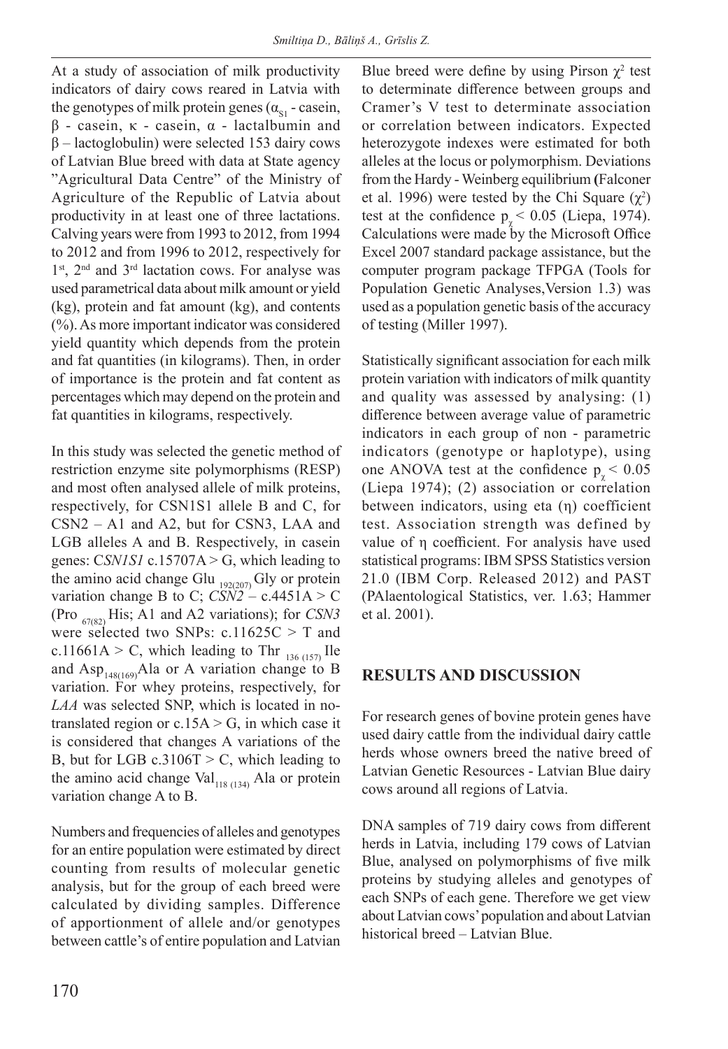At a study of association of milk productivity indicators of dairy cows reared in Latvia with the genotypes of milk protein genes ($\alpha_{S1}$ - casein, β - casein, κ - casein, α - lactalbumin and β – lactoglobulin) were selected 153 dairy cows of Latvian Blue breed with data at State agency "Agricultural Data Centre" of the Ministry of Agriculture of the Republic of Latvia about productivity in at least one of three lactations. Calving years were from 1993 to 2012, from 1994 to 2012 and from 1996 to 2012, respectively for 1st, 2nd and 3rd lactation cows. For analyse was used parametrical data about milk amount or yield (kg), protein and fat amount (kg), and contents (%). As more important indicator was considered yield quantity which depends from the protein and fat quantities (in kilograms). Then, in order of importance is the protein and fat content as percentages which may depend on the protein and fat quantities in kilograms, respectively.

In this study was selected the genetic method of restriction enzyme site polymorphisms (RESP) and most often analysed allele of milk proteins, respectively, for CSN1S1 allele B and C, for CSN2 – A1 and A2, but for CSN3, LAA and LGB alleles A and B. Respectively, in casein genes: C*SN1S1* c.15707A > G, which leading to the amino acid change $Glu_{192(207)}$ Gly or protein variation change B to C; *CSN2* – c.4451A > C ($Pro_{67(82)}$ His; A1 and A2 variations); for *CSN3* were selected two SNPs: c.11625C > T and c.11661A > C, which leading to $Thr_{136\,(157)}$ Ile and $Asp_{148(169)}$Ala or A variation change to B variation. For whey proteins, respectively, for *LAA* was selected SNP, which is located in no-translated region or c.15A > G, in which case it is considered that changes A variations of the B, but for LGB c.3106T > C, which leading to the amino acid change $Val_{118\,(134)}$ Ala or protein variation change A to B.

Numbers and frequencies of alleles and genotypes for an entire population were estimated by direct counting from results of molecular genetic analysis, but for the group of each breed were calculated by dividing samples. Difference of apportionment of allele and/or genotypes between cattle's of entire population and Latvian Blue breed were define by using Pirson $\chi^2$ test to determinate difference between groups and Cramer's V test to determinate association or correlation between indicators. Expected heterozygote indexes were estimated for both alleles at the locus or polymorphism. Deviations from the Hardy - Weinberg equilibrium (Falconer et al. 1996) were tested by the Chi Square ($\chi^2$) test at the confidence $p_{\chi} < 0.05$ (Liepa, 1974). Calculations were made by the Microsoft Office Excel 2007 standard package assistance, but the computer program package TFPGA (Tools for Population Genetic Analyses, Version 1.3) was used as a population genetic basis of the accuracy of testing (Miller 1997).

Statistically significant association for each milk protein variation with indicators of milk quantity and quality was assessed by analysing: (1) difference between average value of parametric indicators in each group of non - parametric indicators (genotype or haplotype), using one ANOVA test at the confidence $p_{\chi} < 0.05$ (Liepa 1974); (2) association or correlation between indicators, using eta (η) coefficient test. Association strength was defined by value of η coefficient. For analysis have used statistical programs: IBM SPSS Statistics version 21.0 (IBM Corp. Released 2012) and PAST (PAlaentological Statistics, ver. 1.63; Hammer et al. 2001).

## RESULTS AND DISCUSSION

For research genes of bovine protein genes have used dairy cattle from the individual dairy cattle herds whose owners breed the native breed of Latvian Genetic Resources - Latvian Blue dairy cows around all regions of Latvia.

DNA samples of 719 dairy cows from different herds in Latvia, including 179 cows of Latvian Blue, analysed on polymorphisms of five milk proteins by studying alleles and genotypes of each SNPs of each gene. Therefore we get view about Latvian cows' population and about Latvian historical breed – Latvian Blue.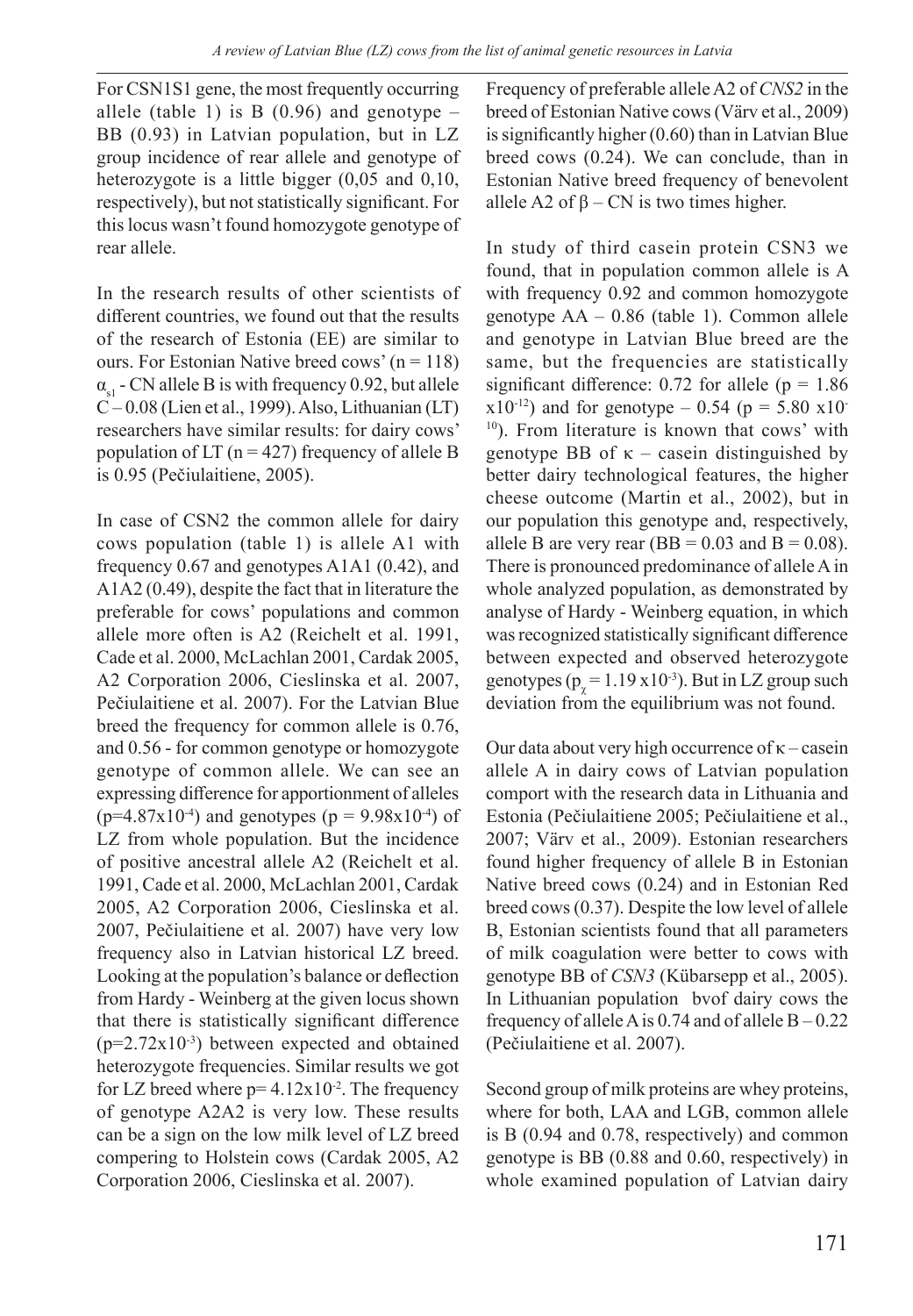For CSN1S1 gene, the most frequently occurring allele (table 1) is B (0.96) and genotype – BB (0.93) in Latvian population, but in LZ group incidence of rear allele and genotype of heterozygote is a little bigger (0,05 and 0,10, respectively), but not statistically significant. For this locus wasn't found homozygote genotype of rear allele.

In the research results of other scientists of different countries, we found out that the results of the research of Estonia (EE) are similar to ours. For Estonian Native breed cows' (n = 118) $\alpha_{s1}$ - CN allele B is with frequency 0.92, but allele C – 0.08 (Lien et al., 1999). Also, Lithuanian (LT) researchers have similar results: for dairy cows' population of LT (n = 427) frequency of allele B is 0.95 (Pečiulaitiene, 2005).

In case of CSN2 the common allele for dairy cows population (table 1) is allele A1 with frequency 0.67 and genotypes A1A1 (0.42), and A1A2 (0.49), despite the fact that in literature the preferable for cows' populations and common allele more often is A2 (Reichelt et al. 1991, Cade et al. 2000, McLachlan 2001, Cardak 2005, A2 Corporation 2006, Cieslinska et al. 2007, Pečiulaitiene et al. 2007). For the Latvian Blue breed the frequency for common allele is 0.76, and 0.56 - for common genotype or homozygote genotype of common allele. We can see an expressing difference for apportionment of alleles ($p=4.87x10^{-4}$) and genotypes ($p = 9.98x10^{-4}$) of LZ from whole population. But the incidence of positive ancestral allele A2 (Reichelt et al. 1991, Cade et al. 2000, McLachlan 2001, Cardak 2005, A2 Corporation 2006, Cieslinska et al. 2007, Pečiulaitiene et al. 2007) have very low frequency also in Latvian historical LZ breed. Looking at the population's balance or deflection from Hardy - Weinberg at the given locus shown that there is statistically significant difference ($p=2.72x10^{-3}$) between expected and obtained heterozygote frequencies. Similar results we got for LZ breed where $p= 4.12x10^{-2}$. The frequency of genotype A2A2 is very low. These results can be a sign on the low milk level of LZ breed compering to Holstein cows (Cardak 2005, A2 Corporation 2006, Cieslinska et al. 2007).

Frequency of preferable allele A2 of *CNS2* in the breed of Estonian Native cows (Värv et al., 2009) is significantly higher (0.60) than in Latvian Blue breed cows (0.24). We can conclude, than in Estonian Native breed frequency of benevolent allele A2 of $\beta$ – CN is two times higher.

In study of third casein protein CSN3 we found, that in population common allele is A with frequency 0.92 and common homozygote genotype AA – 0.86 (table 1). Common allele and genotype in Latvian Blue breed are the same, but the frequencies are statistically significant difference: 0.72 for allele ($p = 1.86 x10^{-12}$) and for genotype – 0.54 ($p = 5.80 x10^{-10}$). From literature is known that cows' with genotype BB of $\kappa$ – casein distinguished by better dairy technological features, the higher cheese outcome (Martin et al., 2002), but in our population this genotype and, respectively, allele B are very rear (BB = 0.03 and B = 0.08). There is pronounced predominance of allele A in whole analyzed population, as demonstrated by analyse of Hardy - Weinberg equation, in which was recognized statistically significant difference between expected and observed heterozygote genotypes ($p_\chi = 1.19 x10^{-3}$). But in LZ group such deviation from the equilibrium was not found.

Our data about very high occurrence of $\kappa$ – casein allele A in dairy cows of Latvian population comport with the research data in Lithuania and Estonia (Pečiulaitiene 2005; Pečiulaitiene et al., 2007; Värv et al., 2009). Estonian researchers found higher frequency of allele B in Estonian Native breed cows (0.24) and in Estonian Red breed cows (0.37). Despite the low level of allele B, Estonian scientists found that all parameters of milk coagulation were better to cows with genotype BB of *CSN3* (Kübarsepp et al., 2005). In Lithuanian population bvof dairy cows the frequency of allele A is 0.74 and of allele B – 0.22 (Pečiulaitiene et al. 2007).

Second group of milk proteins are whey proteins, where for both, LAA and LGB, common allele is B (0.94 and 0.78, respectively) and common genotype is BB (0.88 and 0.60, respectively) in whole examined population of Latvian dairy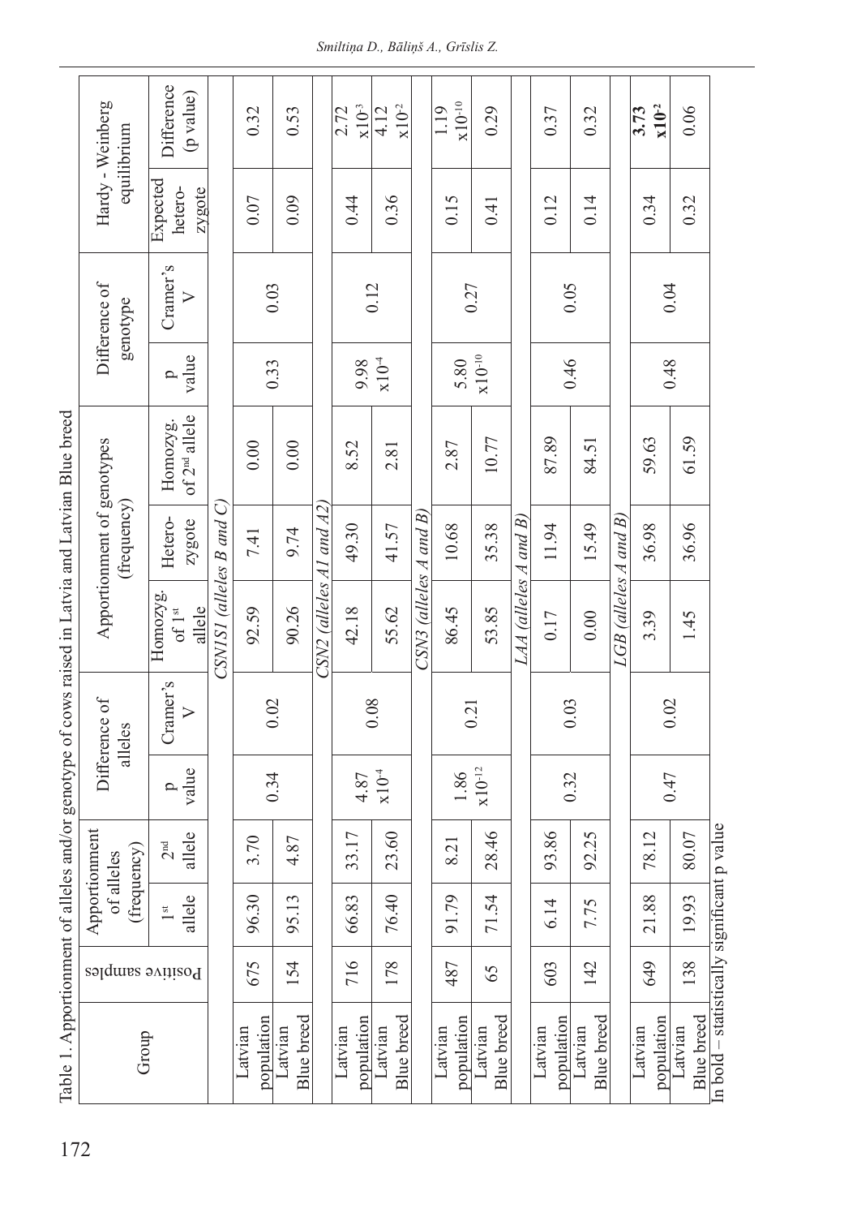Table 1. Apportionment of alleles and/or genotype of cows raised in Latvia and Latvian Blue breed

| Group | Positive samples | Apportionment of alleles (frequency) | | Difference of alleles | | Apportionment of genotypes (frequency) | | | Difference of genotype | | Hardy - Weinberg equilibrium | |
|---|---|---|---|---|---|---|---|---|---|---|---|---|
| | | 1st allele | 2nd allele | p value | Cramer's V | Homozyg. of 1st allele | Hetero-zygote | Homozyg. of 2nd allele | p value | Cramer's V | Expected hetero-zygote | Difference (p value) |
| *CSN1S1 (alleles B and C)* | | | | | | | | | | | | |
| Latvian population | 675 | 96.30 | 3.70 | 0.34 | 0.02 | 92.59 | 7.41 | 0.00 | 0.33 | 0.03 | 0.07 | 0.32 |
| Latvian Blue breed | 154 | 95.13 | 4.87 | | | 90.26 | 9.74 | 0.00 | | | 0.09 | 0.53 |
| *CSN2 (alleles A1 and A2)* | | | | | | | | | | | | |
| Latvian population | 716 | 66.83 | 33.17 | $4.87 \times 10^{-4}$ | 0.08 | 42.18 | 49.30 | 8.52 | $9.98 \times 10^{-4}$ | 0.12 | 0.44 | $2.72 \times 10^{-3}$ |
| Latvian Blue breed | 178 | 76.40 | 23.60 | | | 55.62 | 41.57 | 2.81 | | | 0.36 | $4.12 \times 10^{-2}$ |
| *CSN3 (alleles A and B)* | | | | | | | | | | | | |
| Latvian population | 487 | 91.79 | 8.21 | $1.86 \times 10^{-12}$ | 0.21 | 86.45 | 10.68 | 2.87 | $5.80 \times 10^{-10}$ | 0.27 | 0.15 | $1.19 \times 10^{-10}$ |
| Latvian Blue breed | 65 | 71.54 | 28.46 | | | 53.85 | 35.38 | 10.77 | | | 0.41 | 0.29 |
| *LAA (alleles A1 and B)* | | | | | | | | | | | | |
| Latvian population | 603 | 6.14 | 93.86 | 0.32 | 0.03 | 0.17 | 11.94 | 87.89 | 0.46 | 0.05 | 0.12 | 0.37 |
| Latvian Blue breed | 142 | 7.75 | 92.25 | | | 0.00 | 15.49 | 84.51 | | | 0.14 | 0.32 |
| *LGB (alleles A and B)* | | | | | | | | | | | | |
| Latvian population | 649 | 21.88 | 78.12 | 0.47 | 0.02 | 3.39 | 36.98 | 59.63 | 0.48 | 0.04 | 0.34 | **$3.73 \times 10^{-2}$** |
| Latvian Blue breed | 138 | 19.93 | 80.07 | | | 1.45 | 36.96 | 61.59 | | | 0.32 | 0.06 |

In bold – statistically significant p value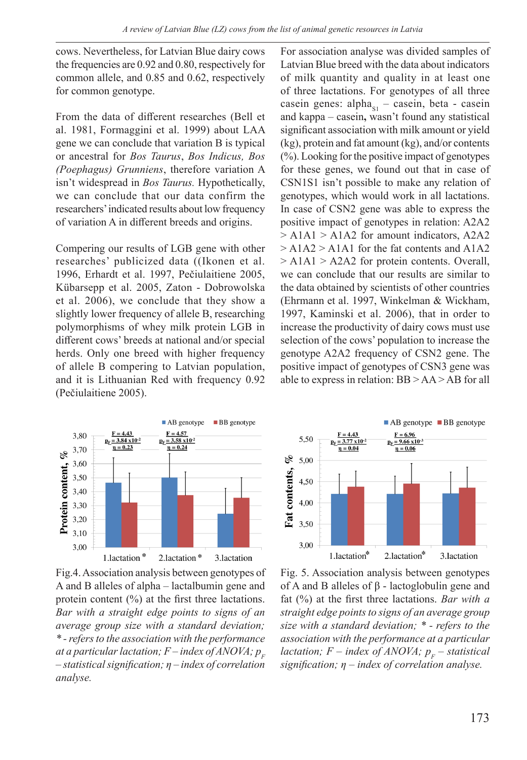cows. Nevertheless, for Latvian Blue dairy cows the frequencies are 0.92 and 0.80, respectively for common allele, and 0.85 and 0.62, respectively for common genotype.

From the data of different researches (Bell et al. 1981, Formaggini et al. 1999) about LAA gene we can conclude that variation B is typical or ancestral for *Bos Taurus*, *Bos Indicus, Bos (Poephagus) Grunniens*, therefore variation A isn't widespread in *Bos Taurus.* Hypothetically, we can conclude that our data confirm the researchers' indicated results about low frequency of variation A in different breeds and origins.

Compering our results of LGB gene with other researches' publicized data ((Ikonen et al. 1996, Erhardt et al. 1997, Pečiulaitiene 2005, Kübarsepp et al. 2005, Zaton - Dobrowolska et al. 2006), we conclude that they show a slightly lower frequency of allele B, researching polymorphisms of whey milk protein LGB in different cows' breeds at national and/or special herds. Only one breed with higher frequency of allele B compering to Latvian population, and it is Lithuanian Red with frequency 0.92 (Pečiulaitiene 2005).

For association analyse was divided samples of Latvian Blue breed with the data about indicators of milk quantity and quality in at least one of three lactations. For genotypes of all three casein genes: alpha$_{S1}$ – casein, beta - casein and kappa – casein**,** wasn't found any statistical significant association with milk amount or yield (kg), protein and fat amount (kg), and/or contents (%). Looking for the positive impact of genotypes for these genes, we found out that in case of CSN1S1 isn't possible to make any relation of genotypes, which would work in all lactations. In case of CSN2 gene was able to express the positive impact of genotypes in relation: A2A2 > A1A1 > A1A2 for amount indicators, A2A2 > A1A2 > A1A1 for the fat contents and A1A2 > A1A1 > A2A2 for protein contents. Overall, we can conclude that our results are similar to the data obtained by scientists of other countries (Ehrmann et al. 1997, Winkelman & Wickham, 1997, Kaminski et al. 2006), that in order to increase the productivity of dairy cows must use selection of the cows' population to increase the genotype A2A2 frequency of CSN2 gene. The positive impact of genotypes of CSN3 gene was able to express in relation: BB > AA > AB for all

Fig.4. Association analysis between genotypes of A and B alleles of alpha – lactalbumin gene and protein content (%) at the first three lactations. *Bar with a straight edge points to signs of an average group size with a standard deviation; * - refers to the association with the performance at a particular lactation; F – index of ANOVA; $p_F$ – statistical signification; η – index of correlation analyse.*

Fig. 5. Association analysis between genotypes of A and B alleles of β - lactoglobulin gene and fat (%) at the first three lactations. *Bar with a straight edge points to signs of an average group size with a standard deviation; * - refers to the association with the performance at a particular lactation; F – index of ANOVA; $p_F$ – statistical signification; η – index of correlation analyse.*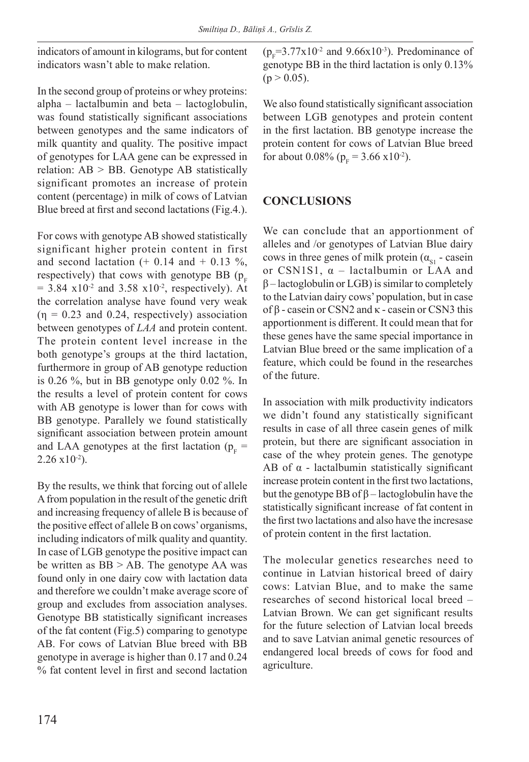indicators of amount in kilograms, but for content indicators wasn't able to make relation.

In the second group of proteins or whey proteins: alpha – lactalbumin and beta – lactoglobulin, was found statistically significant associations between genotypes and the same indicators of milk quantity and quality. The positive impact of genotypes for LAA gene can be expressed in relation: AB > BB. Genotype AB statistically significant promotes an increase of protein content (percentage) in milk of cows of Latvian Blue breed at first and second lactations (Fig.4.).

For cows with genotype AB showed statistically significant higher protein content in first and second lactation (+ 0.14 and + 0.13 %, respectively) that cows with genotype BB ($p_F = 3.84 \times 10^{-2}$ and $3.58 \times 10^{-2}$, respectively). At the correlation analyse have found very weak ($\eta = 0.23$ and $0.24$, respectively) association between genotypes of *LAA* and protein content. The protein content level increase in the both genotype's groups at the third lactation, furthermore in group of AB genotype reduction is 0.26 %, but in BB genotype only 0.02 %. In the results a level of protein content for cows with AB genotype is lower than for cows with BB genotype. Parallely we found statistically significant association between protein amount and LAA genotypes at the first lactation ($p_F = 2.26 \times 10^{-2}$).

By the results, we think that forcing out of allele A from population in the result of the genetic drift and increasing frequency of allele B is because of the positive effect of allele B on cows' organisms, including indicators of milk quality and quantity. In case of LGB genotype the positive impact can be written as BB > AB. The genotype AA was found only in one dairy cow with lactation data and therefore we couldn't make average score of group and excludes from association analyses. Genotype BB statistically significant increases of the fat content (Fig.5) comparing to genotype AB. For cows of Latvian Blue breed with BB genotype in average is higher than 0.17 and 0.24 % fat content level in first and second lactation ($p_F = 3.77 \times 10^{-2}$ and $9.66 \times 10^{-3}$). Predominance of genotype BB in the third lactation is only 0.13% ($p > 0.05$).

We also found statistically significant association between LGB genotypes and protein content in the first lactation. BB genotype increase the protein content for cows of Latvian Blue breed for about 0.08% ($p_F = 3.66 \times 10^{-2}$).

## CONCLUSIONS

We can conclude that an apportionment of alleles and /or genotypes of Latvian Blue dairy cows in three genes of milk protein ($\alpha_{S1}$ - casein or CSN1S1, $\alpha$ – lactalbumin or LAA and $\beta$ – lactoglobulin or LGB) is similar to completely to the Latvian dairy cows' population, but in case of $\beta$ - casein or CSN2 and $\kappa$ - casein or CSN3 this apportionment is different. It could mean that for these genes have the same special importance in Latvian Blue breed or the same implication of a feature, which could be found in the researches of the future.

In association with milk productivity indicators we didn't found any statistically significant results in case of all three casein genes of milk protein, but there are significant association in case of the whey protein genes. The genotype AB of $\alpha$ - lactalbumin statistically significant increase protein content in the first two lactations, but the genotype BB of $\beta$ – lactoglobulin have the statistically significant increase of fat content in the first two lactations and also have the incresase of protein content in the first lactation.

The molecular genetics researches need to continue in Latvian historical breed of dairy cows: Latvian Blue, and to make the same researches of second historical local breed – Latvian Brown. We can get significant results for the future selection of Latvian local breeds and to save Latvian animal genetic resources of endangered local breeds of cows for food and agriculture.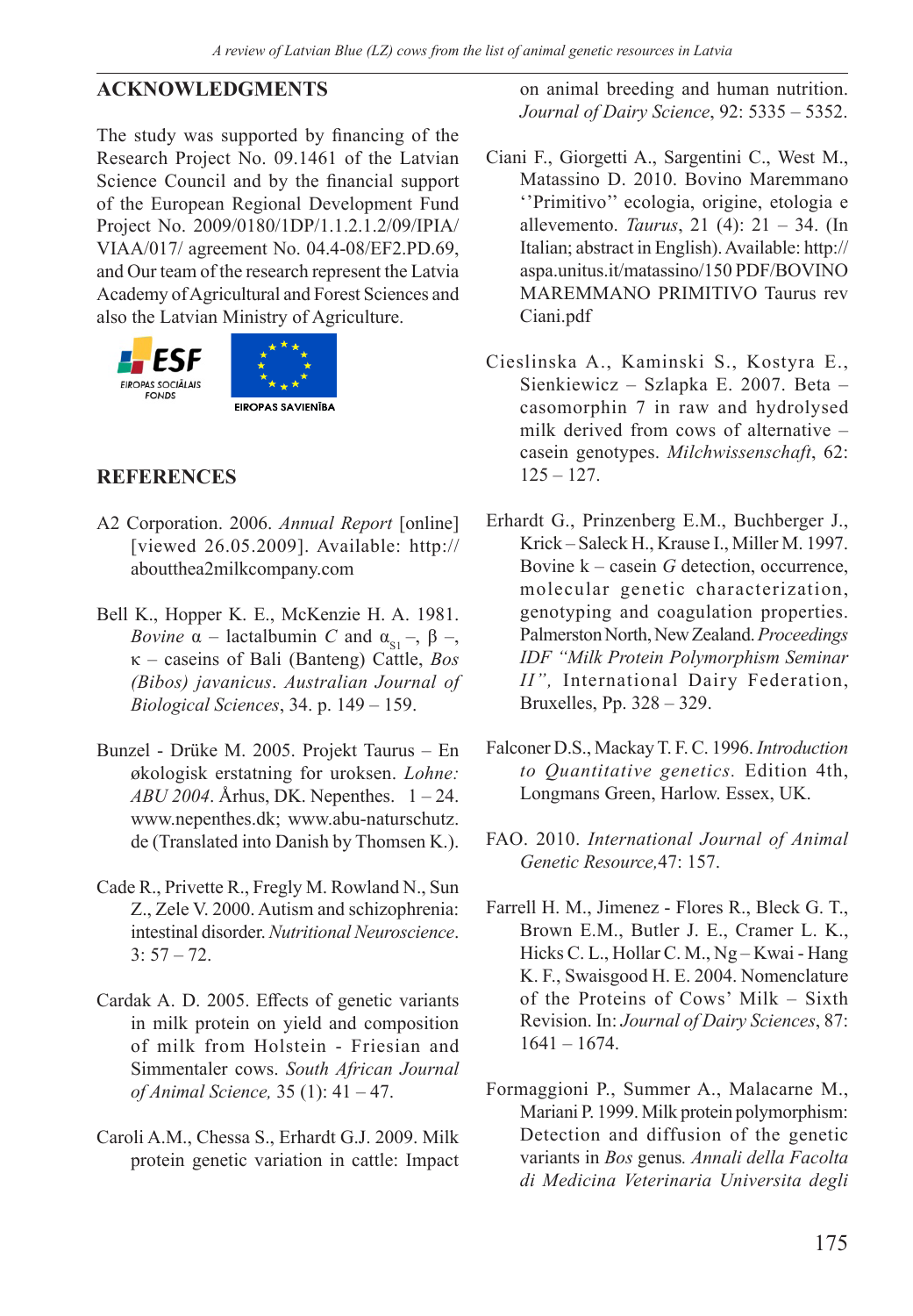## ACKNOWLEDGMENTS

The study was supported by financing of the Research Project No. 09.1461 of the Latvian Science Council and by the financial support of the European Regional Development Fund Project No. 2009/0180/1DP/1.1.2.1.2/09/IPIA/VIAA/017/ agreement No. 04.4-08/EF2.PD.69, and Our team of the research represent the Latvia Academy of Agricultural and Forest Sciences and also the Latvian Ministry of Agriculture.

ESF EIROPAS SOCIĀLAIS FONDS    EIROPAS SAVIENĪBA

## REFERENCES

A2 Corporation. 2006. *Annual Report* [online] [viewed 26.05.2009]. Available: http://aboutthea2milkcompany.com

Bell K., Hopper K. E., McKenzie H. A. 1981. *Bovine* α – lactalbumin *C* and $\alpha_{s1}$ –, β –, κ – caseins of Bali (Banteng) Cattle, *Bos (Bibos) javanicus*. *Australian Journal of Biological Sciences*, 34. p. 149 – 159.

Bunzel - Drüke M. 2005. Projekt Taurus – En økologisk erstatning for uroksen. *Lohne: ABU 2004*. Århus, DK. Nepenthes. 1 – 24. www.nepenthes.dk; www.abu-naturschutz.de (Translated into Danish by Thomsen K.).

Cade R., Privette R., Fregly M. Rowland N., Sun Z., Zele V. 2000. Autism and schizophrenia: intestinal disorder. *Nutritional Neuroscience*. 3: 57 – 72.

Cardak A. D. 2005. Effects of genetic variants in milk protein on yield and composition of milk from Holstein - Friesian and Simmentaler cows. *South African Journal of Animal Science,* 35 (1): 41 – 47.

Caroli A.M., Chessa S., Erhardt G.J. 2009. Milk protein genetic variation in cattle: Impact on animal breeding and human nutrition. *Journal of Dairy Science*, 92: 5335 – 5352.

Ciani F., Giorgetti A., Sargentini C., West M., Matassino D. 2010. Bovino Maremmano ''Primitivo'' ecologia, origine, etologia e allevemento. *Taurus*, 21 (4): 21 – 34. (In Italian; abstract in English). Available: http://aspa.unitus.it/matassino/150 PDF/BOVINO MAREMMANO PRIMITIVO Taurus rev Ciani.pdf

Cieslinska A., Kaminski S., Kostyra E., Sienkiewicz – Szlapka E. 2007. Beta – casomorphin 7 in raw and hydrolysed milk derived from cows of alternative – casein genotypes. *Milchwissenschaft*, 62: 125 – 127.

Erhardt G., Prinzenberg E.M., Buchberger J., Krick – Saleck H., Krause I., Miller M. 1997. Bovine k – casein *G* detection, occurrence, molecular genetic characterization, genotyping and coagulation properties. Palmerston North, New Zealand. *Proceedings IDF "Milk Protein Polymorphism Seminar II"*, International Dairy Federation, Bruxelles, Pp. 328 – 329.

Falconer D.S., Mackay T. F. C. 1996. *Introduction to Quantitative genetics*. Edition 4th, Longmans Green, Harlow. Essex, UK.

FAO. 2010. *International Journal of Animal Genetic Resource,*47: 157.

Farrell H. M., Jimenez - Flores R., Bleck G. T., Brown E.M., Butler J. E., Cramer L. K., Hicks C. L., Hollar C. M., Ng – Kwai - Hang K. F., Swaisgood H. E. 2004. Nomenclature of the Proteins of Cows' Milk – Sixth Revision. In: *Journal of Dairy Sciences*, 87: 1641 – 1674.

Formaggioni P., Summer A., Malacarne M., Mariani P. 1999. Milk protein polymorphism: Detection and diffusion of the genetic variants in *Bos* genus*. Annali della Facolta di Medicina Veterinaria Universita degli*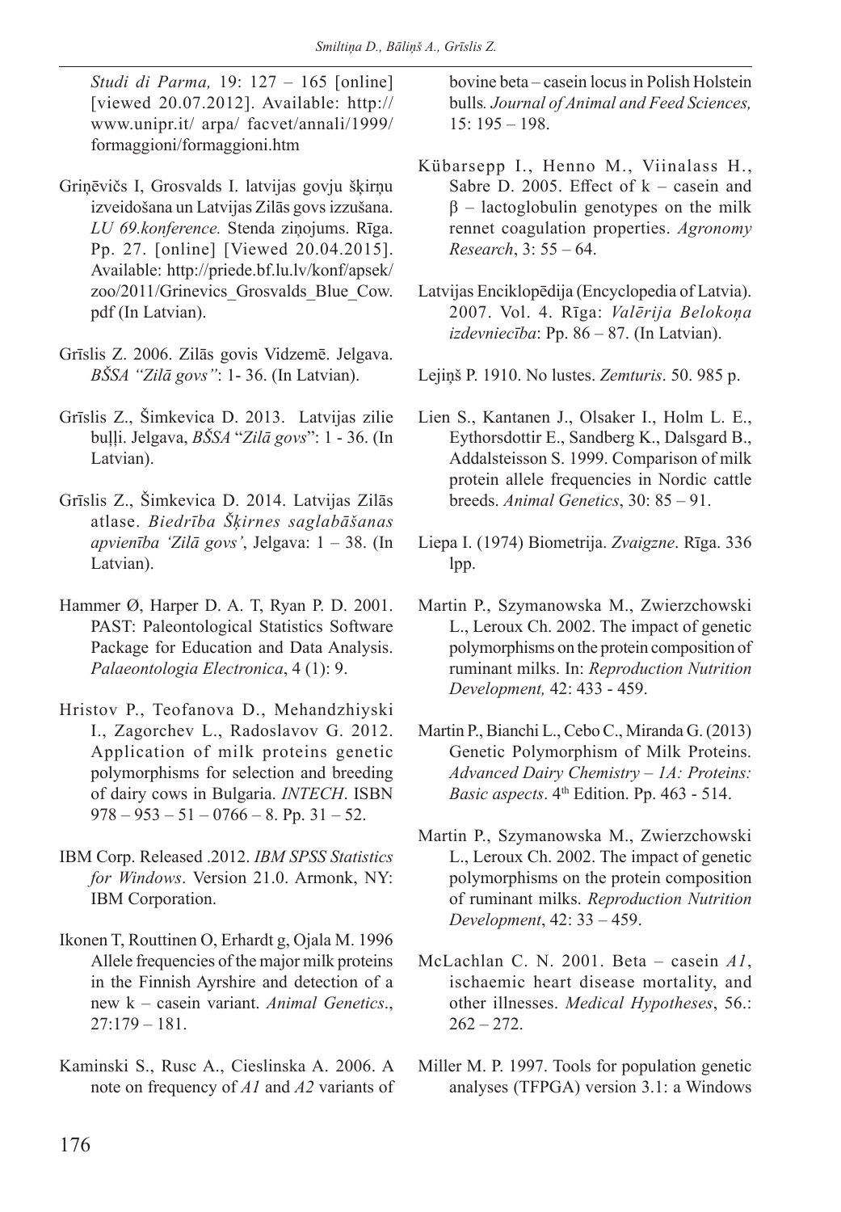*Studi di Parma,* 19: 127 – 165 [online] [viewed 20.07.2012]. Available: http:// www.unipr.it/ arpa/ facvet/annali/1999/ formaggioni/formaggioni.htm

Griņēvičs I, Grosvalds I. latvijas govju šķirņu izveidošana un Latvijas Zilās govs izzušana. *LU 69.konference.* Stenda ziņojums. Rīga. Pp. 27. [online] [Viewed 20.04.2015]. Available: http://priede.bf.lu.lv/konf/apsek/ zoo/2011/Grinevics_Grosvalds_Blue_Cow. pdf (In Latvian).

Grīslis Z. 2006. Zilās govis Vidzemē. Jelgava. *BŠSA "Zilā govs"*: 1- 36. (In Latvian).

Grīslis Z., Šimkevica D. 2013. Latvijas zilie buļļi. Jelgava, *BŠSA* "*Zilā govs*": 1 - 36. (In Latvian).

Grīslis Z., Šimkevica D. 2014. Latvijas Zilās atlase. *Biedrība Šķirnes saglabāšanas apvienība 'Zilā govs'*, Jelgava: 1 – 38. (In Latvian).

Hammer Ø, Harper D. A. T, Ryan P. D. 2001. PAST: Paleontological Statistics Software Package for Education and Data Analysis. *Palaeontologia Electronica*, 4 (1): 9.

Hristov P., Teofanova D., Mehandzhiyski I., Zagorchev L., Radoslavov G. 2012. Application of milk proteins genetic polymorphisms for selection and breeding of dairy cows in Bulgaria. *INTECH*. ISBN 978 – 953 – 51 – 0766 – 8. Pp. 31 – 52.

IBM Corp. Released .2012. *IBM SPSS Statistics for Windows*. Version 21.0. Armonk, NY: IBM Corporation.

Ikonen T, Routtinen O, Erhardt g, Ojala M. 1996 Allele frequencies of the major milk proteins in the Finnish Ayrshire and detection of a new k – casein variant. *Animal Genetics*., 27:179 – 181.

Kaminski S., Rusc A., Cieslinska A. 2006. A note on frequency of *A1* and *A2* variants of bovine beta – casein locus in Polish Holstein bulls*. Journal of Animal and Feed Sciences,* 15: 195 – 198.

Kübarsepp I., Henno M., Viinalass H., Sabre D. 2005. Effect of k – casein and β – lactoglobulin genotypes on the milk rennet coagulation properties. *Agronomy Research*, 3: 55 – 64.

Latvijas Enciklopēdija (Encyclopedia of Latvia). 2007. Vol. 4. Rīga: *Valērija Belokoņa izdevniecība*: Pp. 86 – 87. (In Latvian).

Lejiņš P. 1910. No lustes. *Zemturis*. 50. 985 p.

Lien S., Kantanen J., Olsaker I., Holm L. E., Eythorsdottir E., Sandberg K., Dalsgard B., Addalsteisson S. 1999. Comparison of milk protein allele frequencies in Nordic cattle breeds. *Animal Genetics*, 30: 85 – 91.

Liepa I. (1974) Biometrija. *Zvaigzne*. Rīga. 336 lpp.

Martin P., Szymanowska M., Zwierzchowski L., Leroux Ch. 2002. The impact of genetic polymorphisms on the protein composition of ruminant milks. In: *Reproduction Nutrition Development,* 42: 433 - 459.

Martin P., Bianchi L., Cebo C., Miranda G. (2013) Genetic Polymorphism of Milk Proteins. *Advanced Dairy Chemistry – 1A: Proteins: Basic aspects*. 4th Edition. Pp. 463 - 514.

Martin P., Szymanowska M., Zwierzchowski L., Leroux Ch. 2002. The impact of genetic polymorphisms on the protein composition of ruminant milks. *Reproduction Nutrition Development*, 42: 33 – 459.

McLachlan C. N. 2001. Beta – casein *A1*, ischaemic heart disease mortality, and other illnesses. *Medical Hypotheses*, 56.: 262 – 272.

Miller M. P. 1997. Tools for population genetic analyses (TFPGA) version 3.1: a Windows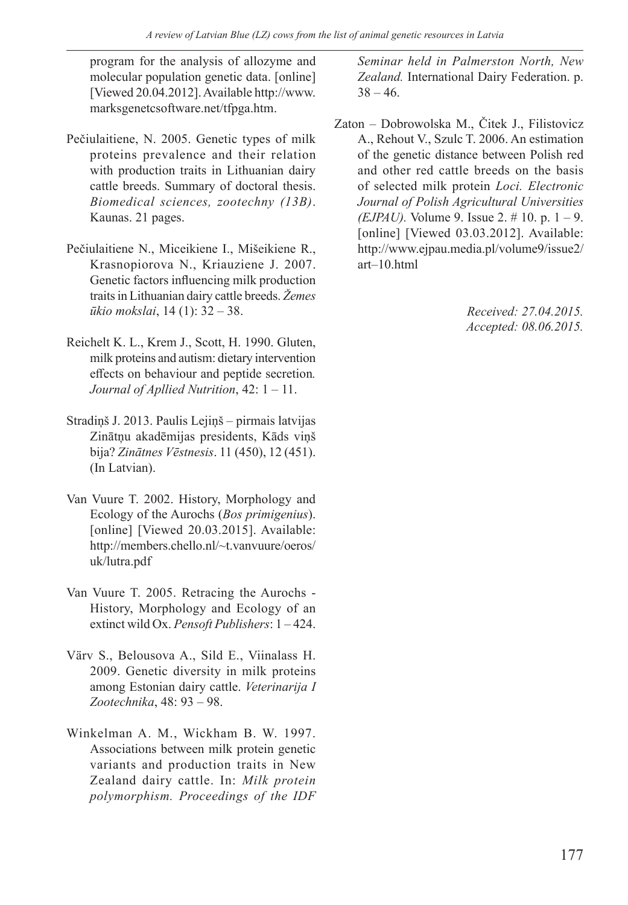program for the analysis of allozyme and molecular population genetic data. [online] [Viewed 20.04.2012]. Available http://www.marksgenetcsoftware.net/tfpga.htm.

Pečiulaitiene, N. 2005. Genetic types of milk proteins prevalence and their relation with production traits in Lithuanian dairy cattle breeds. Summary of doctoral thesis. *Biomedical sciences, zootechny (13B)*. Kaunas. 21 pages.

Pečiulaitiene N., Miceikiene I., Mišeikiene R., Krasnopiorova N., Kriauziene J. 2007. Genetic factors influencing milk production traits in Lithuanian dairy cattle breeds. *Žemes ūkio mokslai*, 14 (1): 32 – 38.

Reichelt K. L., Krem J., Scott, H. 1990. Gluten, milk proteins and autism: dietary intervention effects on behaviour and peptide secretion*. Journal of Apllied Nutrition*, 42: 1 – 11.

Stradiņš J. 2013. Paulis Lejiņš – pirmais latvijas Zinātņu akadēmijas presidents, Kāds viņš bija? *Zinātnes Vēstnesis*. 11 (450), 12 (451). (In Latvian).

Van Vuure T. 2002. History, Morphology and Ecology of the Aurochs (*Bos primigenius*). [online] [Viewed 20.03.2015]. Available: http://members.chello.nl/~t.vanvuure/oeros/uk/lutra.pdf

Van Vuure T. 2005. Retracing the Aurochs - History, Morphology and Ecology of an extinct wild Ox. *Pensoft Publishers*: 1 – 424.

Värv S., Belousova A., Sild E., Viinalass H. 2009. Genetic diversity in milk proteins among Estonian dairy cattle. *Veterinarija I Zootechnika*, 48: 93 – 98.

Winkelman A. M., Wickham B. W. 1997. Associations between milk protein genetic variants and production traits in New Zealand dairy cattle. In: *Milk protein polymorphism. Proceedings of the IDF Seminar held in Palmerston North, New Zealand.* International Dairy Federation. p. 38 – 46.

Zaton – Dobrowolska M., Čitek J., Filistovicz A., Rehout V., Szulc T. 2006. An estimation of the genetic distance between Polish red and other red cattle breeds on the basis of selected milk protein *Loci. Electronic Journal of Polish Agricultural Universities (EJPAU).* Volume 9. Issue 2. # 10. p. 1 – 9. [online] [Viewed 03.03.2012]. Available: http://www.ejpau.media.pl/volume9/issue2/art–10.html

*Received: 27.04.2015.*
*Accepted: 08.06.2015.*